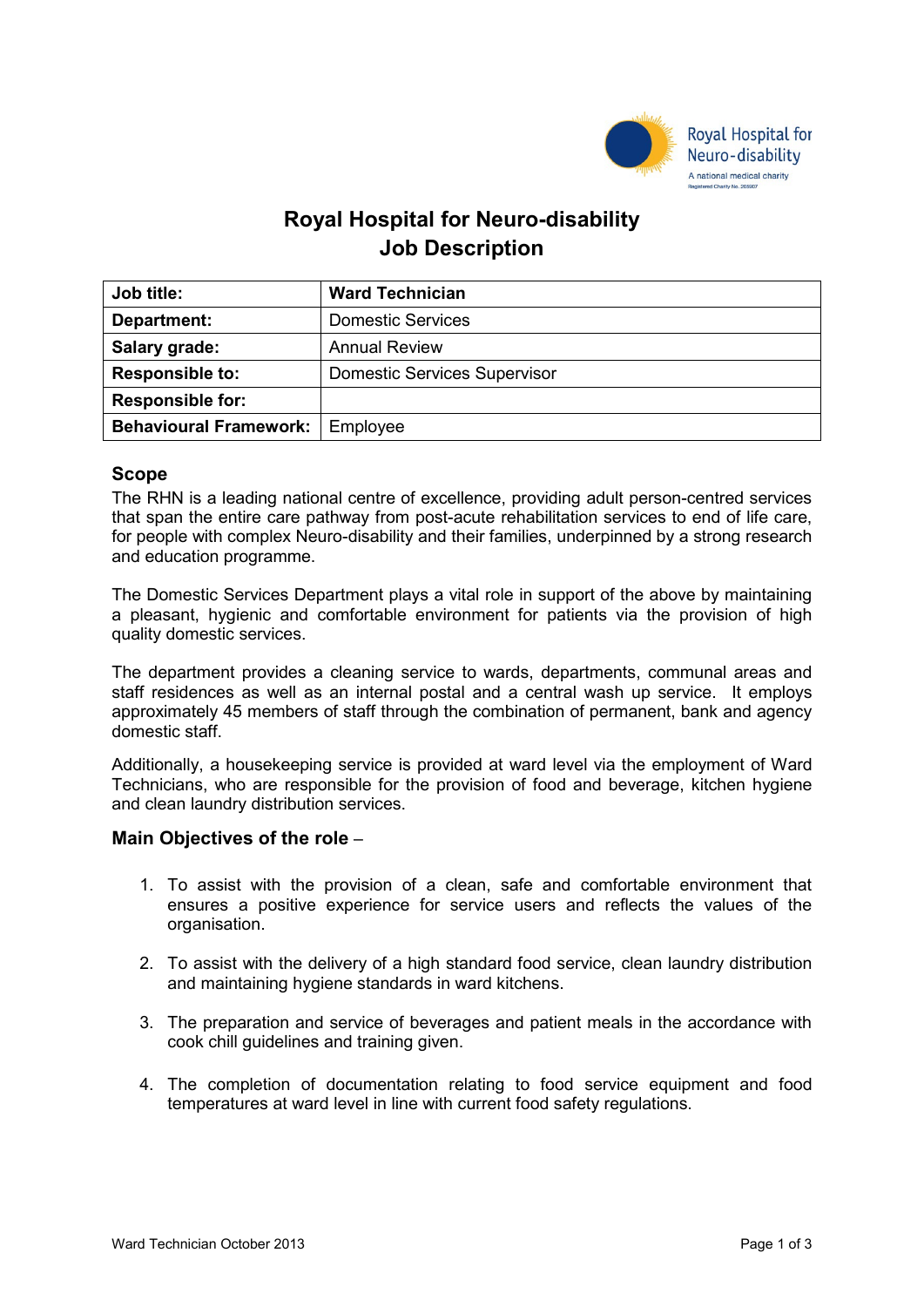# Royal Hospital for Neuro-disability
# Job Description

| Job title: | **Ward Technician** |
|---|---|
| **Department:** | Domestic Services |
| **Salary grade:** | Annual Review |
| **Responsible to:** | Domestic Services Supervisor |
| **Responsible for:** | |
| **Behavioural Framework:** | Employee |

## Scope

The RHN is a leading national centre of excellence, providing adult person-centred services that span the entire care pathway from post-acute rehabilitation services to end of life care, for people with complex Neuro-disability and their families, underpinned by a strong research and education programme.

The Domestic Services Department plays a vital role in support of the above by maintaining a pleasant, hygienic and comfortable environment for patients via the provision of high quality domestic services.

The department provides a cleaning service to wards, departments, communal areas and staff residences as well as an internal postal and a central wash up service. It employs approximately 45 members of staff through the combination of permanent, bank and agency domestic staff.

Additionally, a housekeeping service is provided at ward level via the employment of Ward Technicians, who are responsible for the provision of food and beverage, kitchen hygiene and clean laundry distribution services.

## Main Objectives of the role –

1. To assist with the provision of a clean, safe and comfortable environment that ensures a positive experience for service users and reflects the values of the organisation.

2. To assist with the delivery of a high standard food service, clean laundry distribution and maintaining hygiene standards in ward kitchens.

3. The preparation and service of beverages and patient meals in the accordance with cook chill guidelines and training given.

4. The completion of documentation relating to food service equipment and food temperatures at ward level in line with current food safety regulations.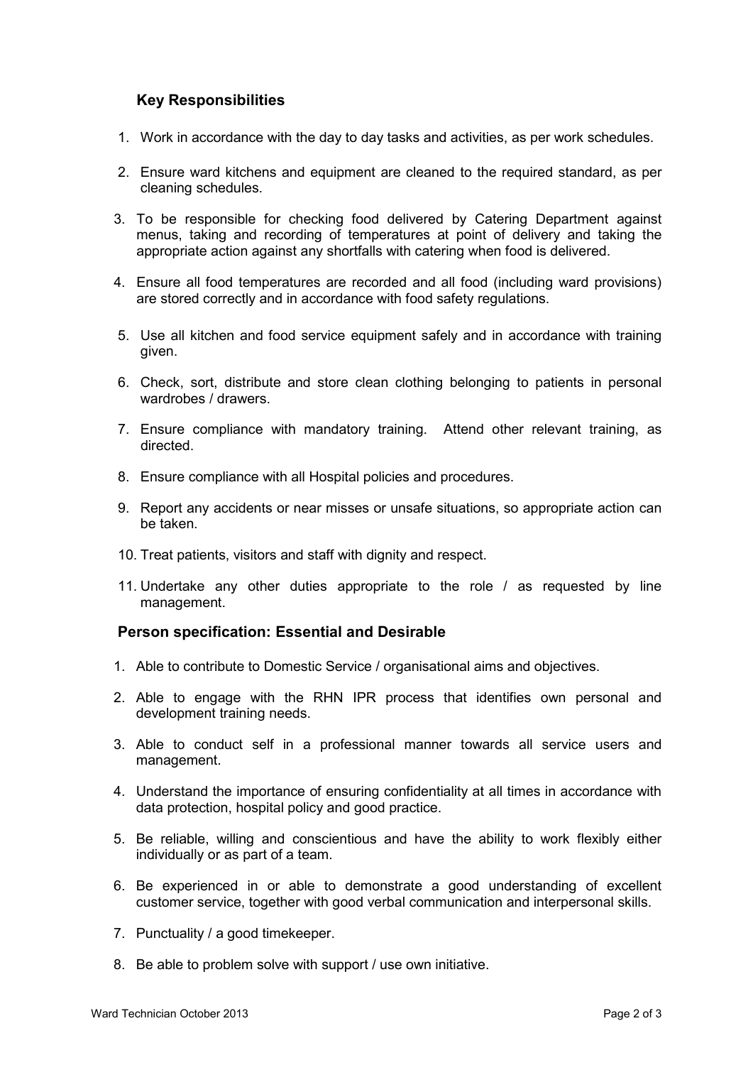## Key Responsibilities

1. Work in accordance with the day to day tasks and activities, as per work schedules.
2. Ensure ward kitchens and equipment are cleaned to the required standard, as per cleaning schedules.
3. To be responsible for checking food delivered by Catering Department against menus, taking and recording of temperatures at point of delivery and taking the appropriate action against any shortfalls with catering when food is delivered.
4. Ensure all food temperatures are recorded and all food (including ward provisions) are stored correctly and in accordance with food safety regulations.
5. Use all kitchen and food service equipment safely and in accordance with training given.
6. Check, sort, distribute and store clean clothing belonging to patients in personal wardrobes / drawers.
7. Ensure compliance with mandatory training. Attend other relevant training, as directed.
8. Ensure compliance with all Hospital policies and procedures.
9. Report any accidents or near misses or unsafe situations, so appropriate action can be taken.
10. Treat patients, visitors and staff with dignity and respect.
11. Undertake any other duties appropriate to the role / as requested by line management.

## Person specification: Essential and Desirable

1. Able to contribute to Domestic Service / organisational aims and objectives.
2. Able to engage with the RHN IPR process that identifies own personal and development training needs.
3. Able to conduct self in a professional manner towards all service users and management.
4. Understand the importance of ensuring confidentiality at all times in accordance with data protection, hospital policy and good practice.
5. Be reliable, willing and conscientious and have the ability to work flexibly either individually or as part of a team.
6. Be experienced in or able to demonstrate a good understanding of excellent customer service, together with good verbal communication and interpersonal skills.
7. Punctuality / a good timekeeper.
8. Be able to problem solve with support / use own initiative.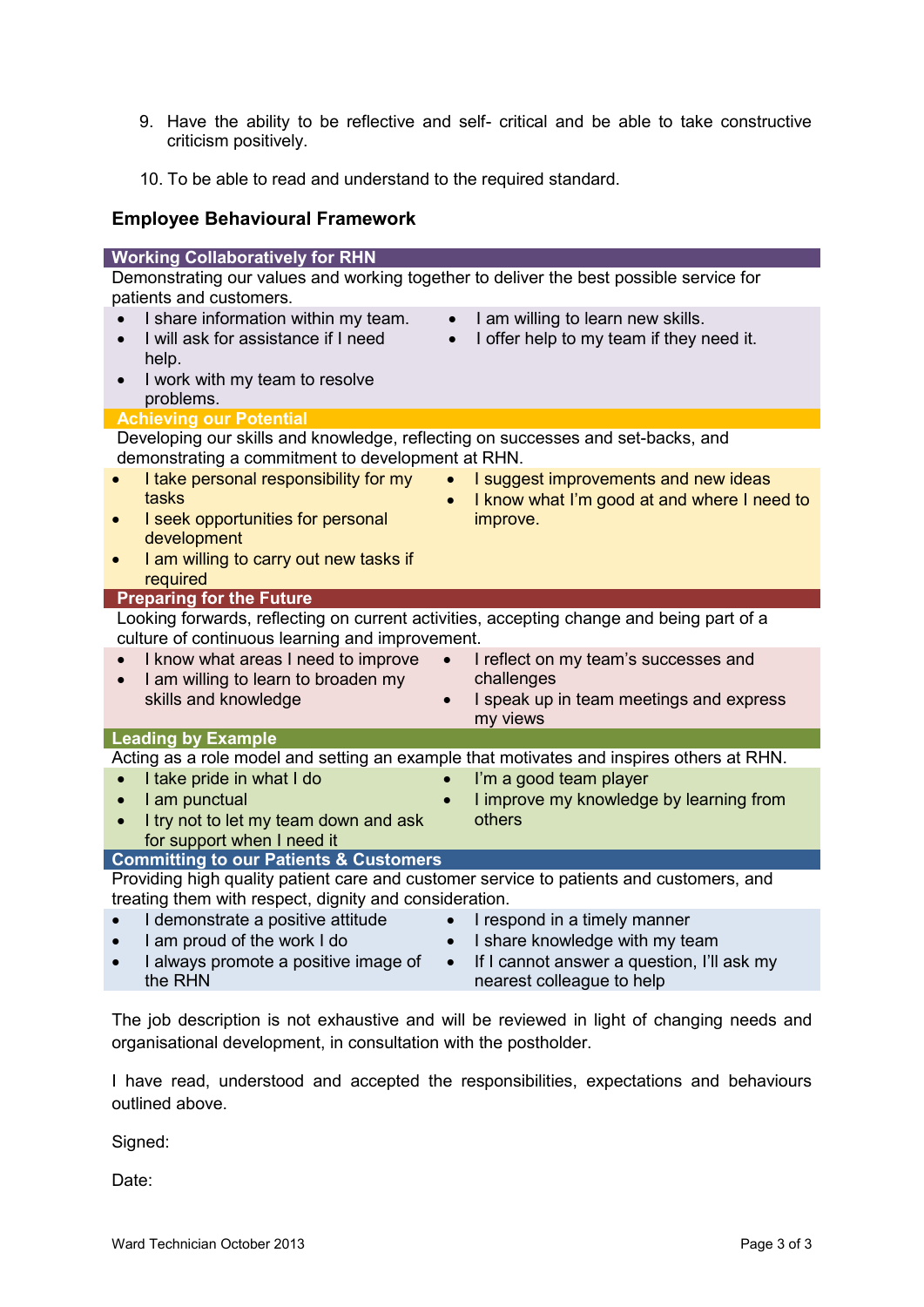9. Have the ability to be reflective and self- critical and be able to take constructive criticism positively.

10. To be able to read and understand to the required standard.

## Employee Behavioural Framework

### Working Collaboratively for RHN

Demonstrating our values and working together to deliver the best possible service for patients and customers.

- I share information within my team.
- I will ask for assistance if I need help.
- I work with my team to resolve problems.
- I am willing to learn new skills.
- I offer help to my team if they need it.

### Achieving our Potential

Developing our skills and knowledge, reflecting on successes and set-backs, and demonstrating a commitment to development at RHN.

- I take personal responsibility for my tasks
- I seek opportunities for personal development
- I am willing to carry out new tasks if required
- I suggest improvements and new ideas
- I know what I'm good at and where I need to improve.

### Preparing for the Future

Looking forwards, reflecting on current activities, accepting change and being part of a culture of continuous learning and improvement.

- I know what areas I need to improve
- I am willing to learn to broaden my skills and knowledge
- I reflect on my team's successes and challenges
- I speak up in team meetings and express my views

### Leading by Example

Acting as a role model and setting an example that motivates and inspires others at RHN.

- I take pride in what I do
- I am punctual
- I try not to let my team down and ask for support when I need it
- I'm a good team player
- I improve my knowledge by learning from others

### Committing to our Patients & Customers

Providing high quality patient care and customer service to patients and customers, and treating them with respect, dignity and consideration.

- I demonstrate a positive attitude
- I am proud of the work I do
- I always promote a positive image of the RHN
- I respond in a timely manner
- I share knowledge with my team
- If I cannot answer a question, I'll ask my nearest colleague to help

The job description is not exhaustive and will be reviewed in light of changing needs and organisational development, in consultation with the postholder.

I have read, understood and accepted the responsibilities, expectations and behaviours outlined above.

Signed:

Date: